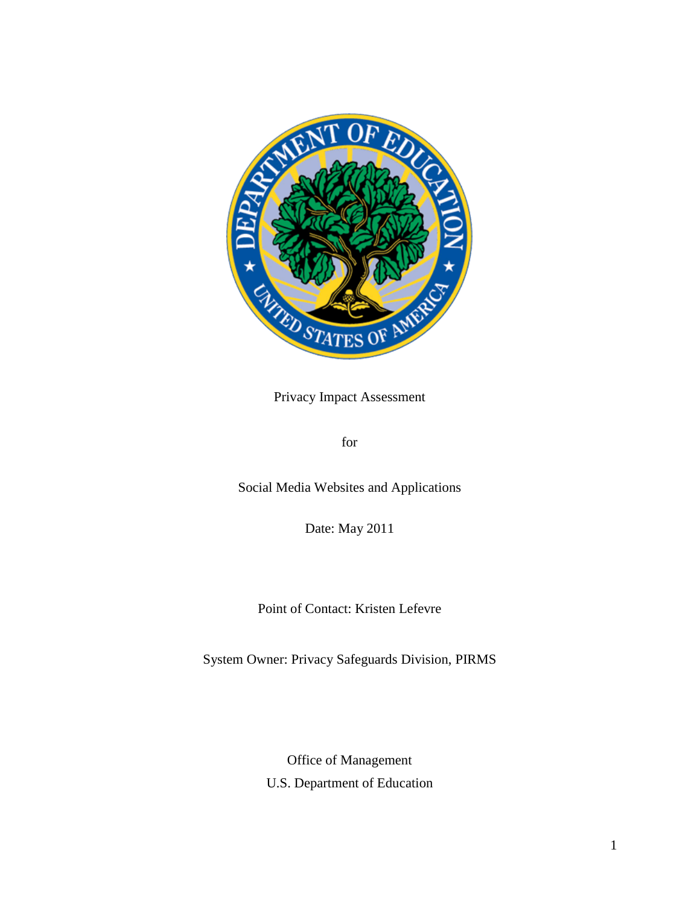Privacy Impact Assessment

for

Social Media Websites and Applications

Date: May 2011

Point of Contact: Kristen Lefevre

System Owner: Privacy Safeguards Division, PIRMS

Office of Management

U.S. Department of Education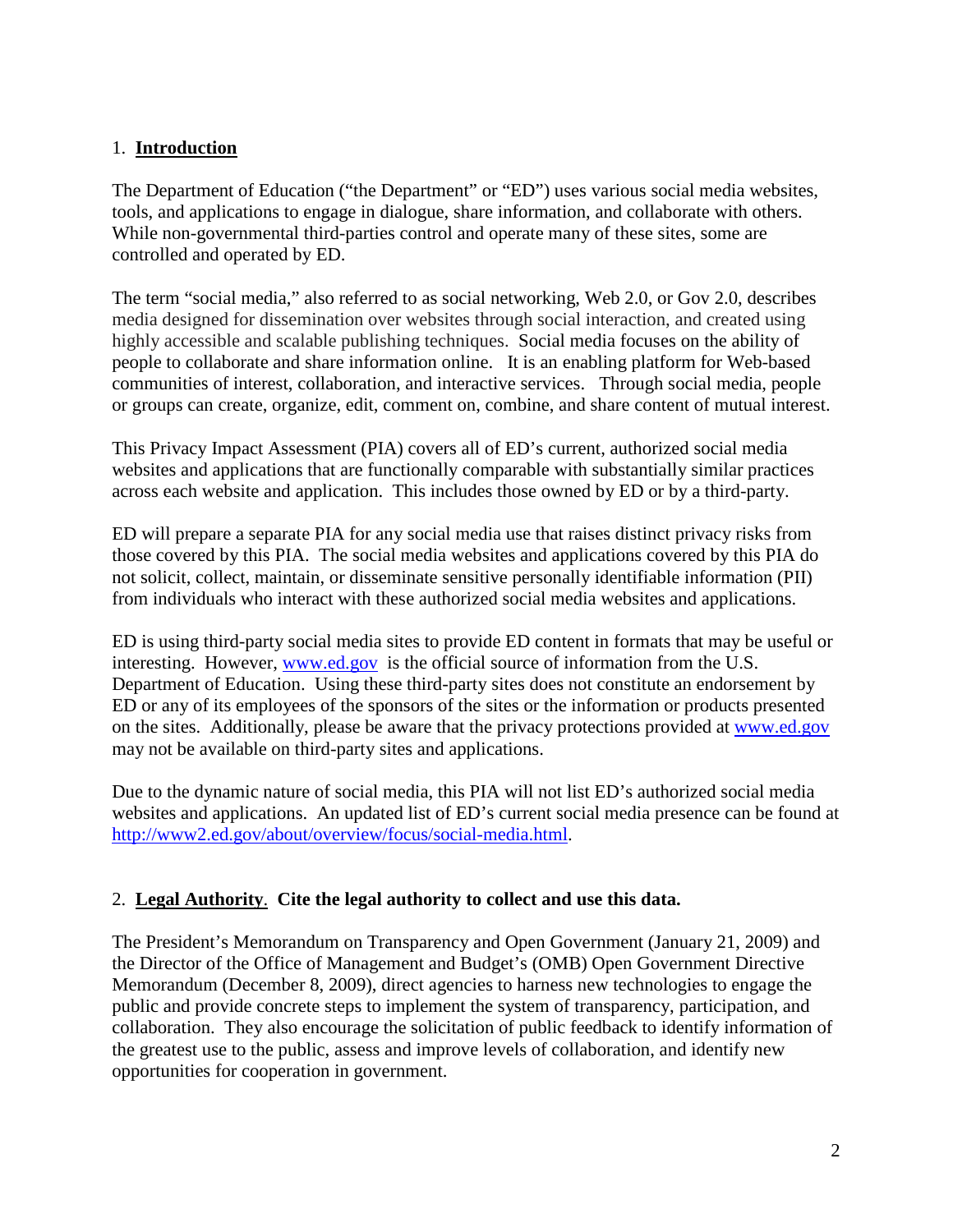## 1. **Introduction**

The Department of Education ("the Department" or "ED") uses various social media websites, tools, and applications to engage in dialogue, share information, and collaborate with others. While non-governmental third-parties control and operate many of these sites, some are controlled and operated by ED.

The term "social media," also referred to as social networking, Web 2.0, or Gov 2.0, describes media designed for dissemination over websites through social interaction, and created using highly accessible and scalable publishing techniques. Social media focuses on the ability of people to collaborate and share information online. It is an enabling platform for Web-based communities of interest, collaboration, and interactive services. Through social media, people or groups can create, organize, edit, comment on, combine, and share content of mutual interest.

This Privacy Impact Assessment (PIA) covers all of ED's current, authorized social media websites and applications that are functionally comparable with substantially similar practices across each website and application. This includes those owned by ED or by a third-party.

ED will prepare a separate PIA for any social media use that raises distinct privacy risks from those covered by this PIA. The social media websites and applications covered by this PIA do not solicit, collect, maintain, or disseminate sensitive personally identifiable information (PII) from individuals who interact with these authorized social media websites and applications.

ED is using third-party social media sites to provide ED content in formats that may be useful or interesting. However, [www.ed.gov](http://www.ed.gov) is the official source of information from the U.S. Department of Education. Using these third-party sites does not constitute an endorsement by ED or any of its employees of the sponsors of the sites or the information or products presented on the sites. Additionally, please be aware that the privacy protections provided at [www.ed.gov](http://www.ed.gov) may not be available on third-party sites and applications.

Due to the dynamic nature of social media, this PIA will not list ED's authorized social media websites and applications. An updated list of ED's current social media presence can be found at [http://www2.ed.gov/about/overview/focus/social-media.html](http://www2.ed.gov/about/overview/focus/social-media.html).

## 2. **Legal Authority**. Cite the legal authority to collect and use this data.

The President's Memorandum on Transparency and Open Government (January 21, 2009) and the Director of the Office of Management and Budget's (OMB) Open Government Directive Memorandum (December 8, 2009), direct agencies to harness new technologies to engage the public and provide concrete steps to implement the system of transparency, participation, and collaboration. They also encourage the solicitation of public feedback to identify information of the greatest use to the public, assess and improve levels of collaboration, and identify new opportunities for cooperation in government.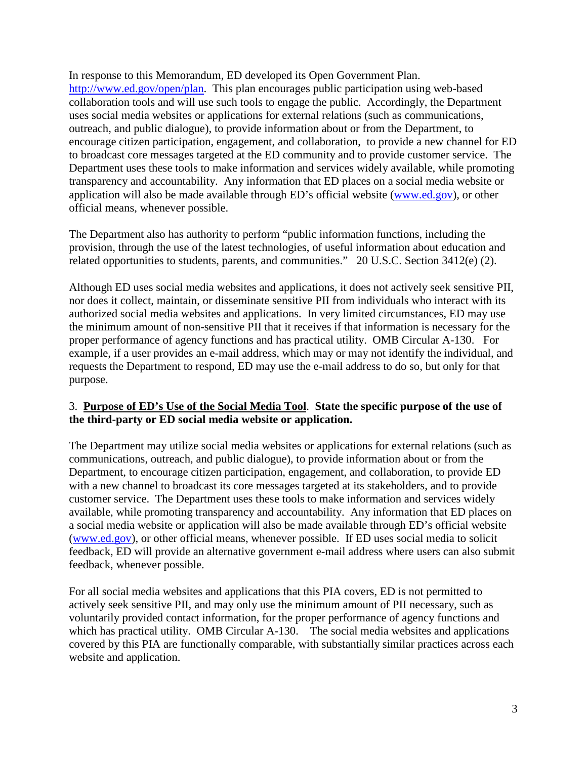In response to this Memorandum, ED developed its Open Government Plan. http://www.ed.gov/open/plan. This plan encourages public participation using web-based collaboration tools and will use such tools to engage the public. Accordingly, the Department uses social media websites or applications for external relations (such as communications, outreach, and public dialogue), to provide information about or from the Department, to encourage citizen participation, engagement, and collaboration, to provide a new channel for ED to broadcast core messages targeted at the ED community and to provide customer service. The Department uses these tools to make information and services widely available, while promoting transparency and accountability. Any information that ED places on a social media website or application will also be made available through ED's official website (www.ed.gov), or other official means, whenever possible.

The Department also has authority to perform "public information functions, including the provision, through the use of the latest technologies, of useful information about education and related opportunities to students, parents, and communities." 20 U.S.C. Section 3412(e) (2).

Although ED uses social media websites and applications, it does not actively seek sensitive PII, nor does it collect, maintain, or disseminate sensitive PII from individuals who interact with its authorized social media websites and applications. In very limited circumstances, ED may use the minimum amount of non-sensitive PII that it receives if that information is necessary for the proper performance of agency functions and has practical utility. OMB Circular A-130. For example, if a user provides an e-mail address, which may or may not identify the individual, and requests the Department to respond, ED may use the e-mail address to do so, but only for that purpose.

3. **<u>Purpose of ED's Use of the Social Media Tool</u>**. **State the specific purpose of the use of the third-party or ED social media website or application.**

The Department may utilize social media websites or applications for external relations (such as communications, outreach, and public dialogue), to provide information about or from the Department, to encourage citizen participation, engagement, and collaboration, to provide ED with a new channel to broadcast its core messages targeted at its stakeholders, and to provide customer service. The Department uses these tools to make information and services widely available, while promoting transparency and accountability. Any information that ED places on a social media website or application will also be made available through ED's official website (www.ed.gov), or other official means, whenever possible. If ED uses social media to solicit feedback, ED will provide an alternative government e-mail address where users can also submit feedback, whenever possible.

For all social media websites and applications that this PIA covers, ED is not permitted to actively seek sensitive PII, and may only use the minimum amount of PII necessary, such as voluntarily provided contact information, for the proper performance of agency functions and which has practical utility. OMB Circular A-130. The social media websites and applications covered by this PIA are functionally comparable, with substantially similar practices across each website and application.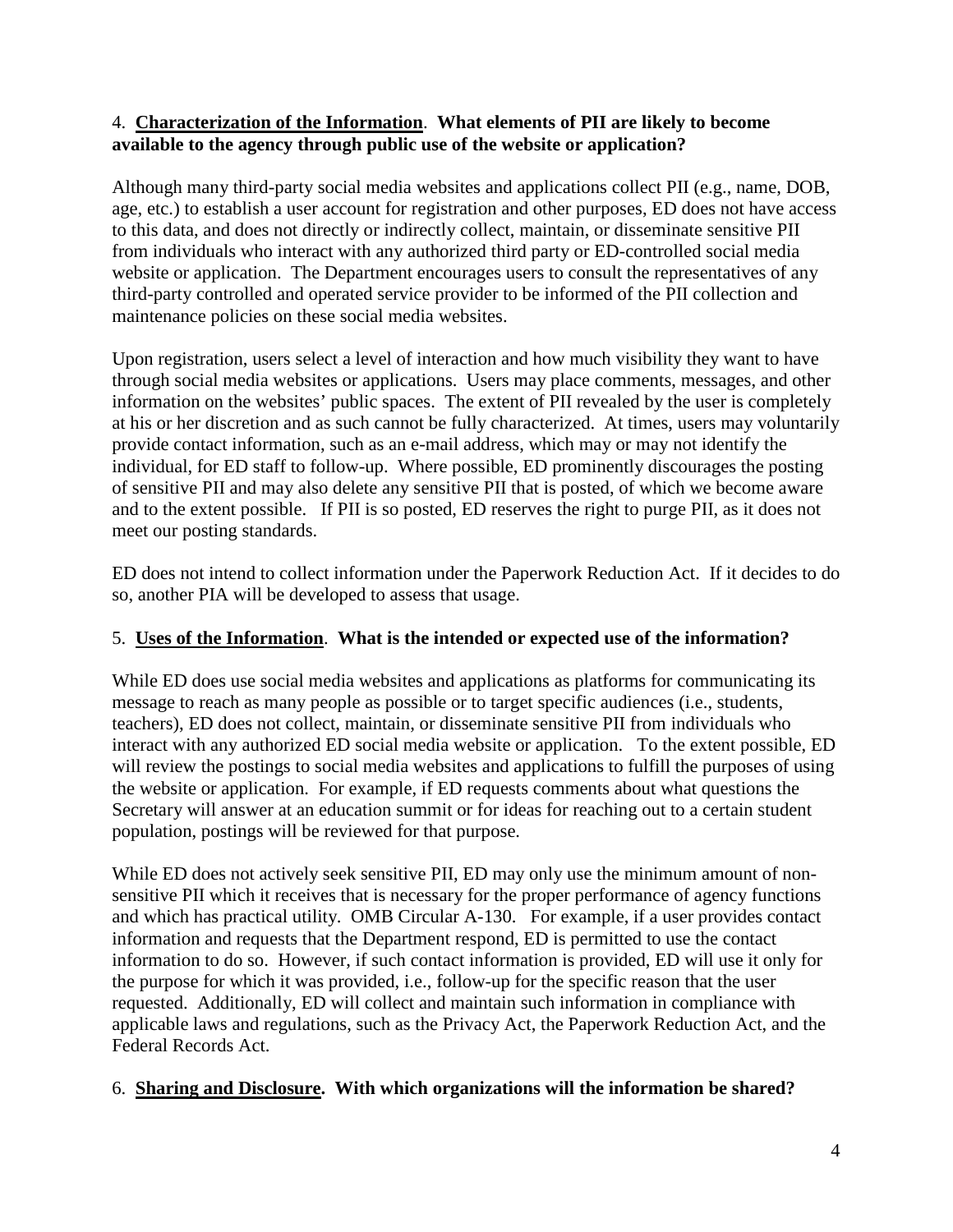4. **Characterization of the Information**. **What elements of PII are likely to become available to the agency through public use of the website or application?**

Although many third-party social media websites and applications collect PII (e.g., name, DOB, age, etc.) to establish a user account for registration and other purposes, ED does not have access to this data, and does not directly or indirectly collect, maintain, or disseminate sensitive PII from individuals who interact with any authorized third party or ED-controlled social media website or application. The Department encourages users to consult the representatives of any third-party controlled and operated service provider to be informed of the PII collection and maintenance policies on these social media websites.

Upon registration, users select a level of interaction and how much visibility they want to have through social media websites or applications. Users may place comments, messages, and other information on the websites' public spaces. The extent of PII revealed by the user is completely at his or her discretion and as such cannot be fully characterized. At times, users may voluntarily provide contact information, such as an e-mail address, which may or may not identify the individual, for ED staff to follow-up. Where possible, ED prominently discourages the posting of sensitive PII and may also delete any sensitive PII that is posted, of which we become aware and to the extent possible. If PII is so posted, ED reserves the right to purge PII, as it does not meet our posting standards.

ED does not intend to collect information under the Paperwork Reduction Act. If it decides to do so, another PIA will be developed to assess that usage.

5. **Uses of the Information**. **What is the intended or expected use of the information?**

While ED does use social media websites and applications as platforms for communicating its message to reach as many people as possible or to target specific audiences (i.e., students, teachers), ED does not collect, maintain, or disseminate sensitive PII from individuals who interact with any authorized ED social media website or application. To the extent possible, ED will review the postings to social media websites and applications to fulfill the purposes of using the website or application. For example, if ED requests comments about what questions the Secretary will answer at an education summit or for ideas for reaching out to a certain student population, postings will be reviewed for that purpose.

While ED does not actively seek sensitive PII, ED may only use the minimum amount of non-sensitive PII which it receives that is necessary for the proper performance of agency functions and which has practical utility. OMB Circular A-130. For example, if a user provides contact information and requests that the Department respond, ED is permitted to use the contact information to do so. However, if such contact information is provided, ED will use it only for the purpose for which it was provided, i.e., follow-up for the specific reason that the user requested. Additionally, ED will collect and maintain such information in compliance with applicable laws and regulations, such as the Privacy Act, the Paperwork Reduction Act, and the Federal Records Act.

6. **Sharing and Disclosure. With which organizations will the information be shared?**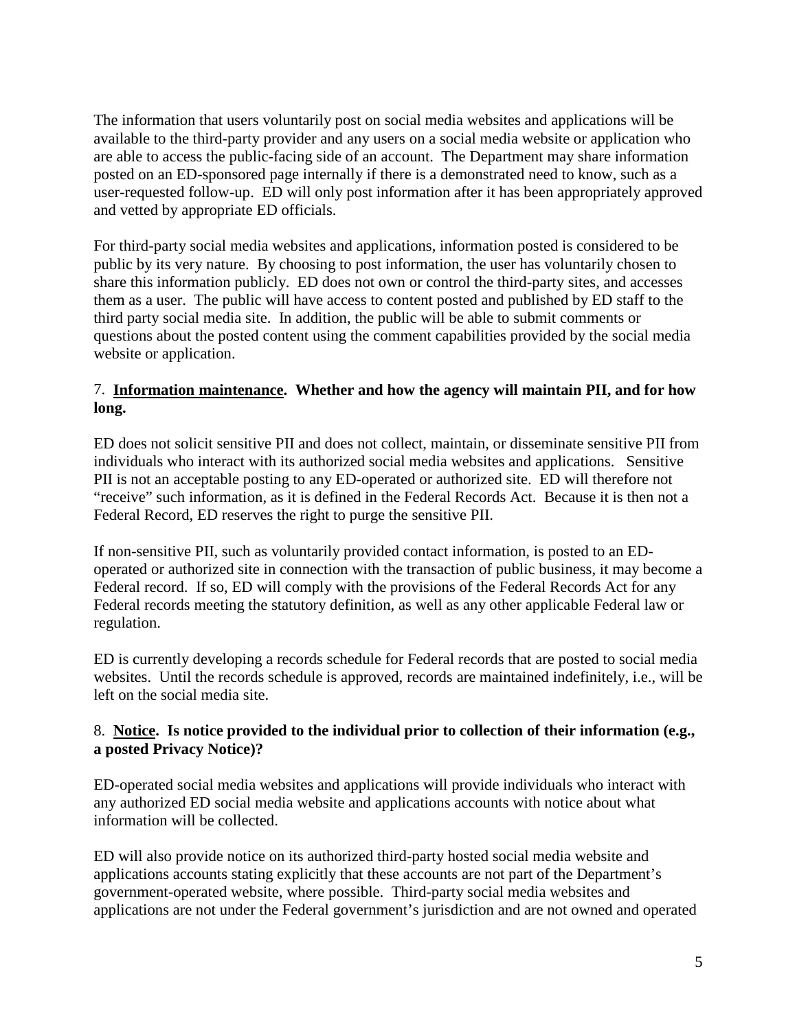The information that users voluntarily post on social media websites and applications will be available to the third-party provider and any users on a social media website or application who are able to access the public-facing side of an account. The Department may share information posted on an ED-sponsored page internally if there is a demonstrated need to know, such as a user-requested follow-up. ED will only post information after it has been appropriately approved and vetted by appropriate ED officials.

For third-party social media websites and applications, information posted is considered to be public by its very nature. By choosing to post information, the user has voluntarily chosen to share this information publicly. ED does not own or control the third-party sites, and accesses them as a user. The public will have access to content posted and published by ED staff to the third party social media site. In addition, the public will be able to submit comments or questions about the posted content using the comment capabilities provided by the social media website or application.

7. **<u>Information maintenance</u>. Whether and how the agency will maintain PII, and for how long.**

ED does not solicit sensitive PII and does not collect, maintain, or disseminate sensitive PII from individuals who interact with its authorized social media websites and applications. Sensitive PII is not an acceptable posting to any ED-operated or authorized site. ED will therefore not "receive" such information, as it is defined in the Federal Records Act. Because it is then not a Federal Record, ED reserves the right to purge the sensitive PII.

If non-sensitive PII, such as voluntarily provided contact information, is posted to an ED-operated or authorized site in connection with the transaction of public business, it may become a Federal record. If so, ED will comply with the provisions of the Federal Records Act for any Federal records meeting the statutory definition, as well as any other applicable Federal law or regulation.

ED is currently developing a records schedule for Federal records that are posted to social media websites. Until the records schedule is approved, records are maintained indefinitely, i.e., will be left on the social media site.

8. **<u>Notice</u>. Is notice provided to the individual prior to collection of their information (e.g., a posted Privacy Notice)?**

ED-operated social media websites and applications will provide individuals who interact with any authorized ED social media website and applications accounts with notice about what information will be collected.

ED will also provide notice on its authorized third-party hosted social media website and applications accounts stating explicitly that these accounts are not part of the Department's government-operated website, where possible. Third-party social media websites and applications are not under the Federal government's jurisdiction and are not owned and operated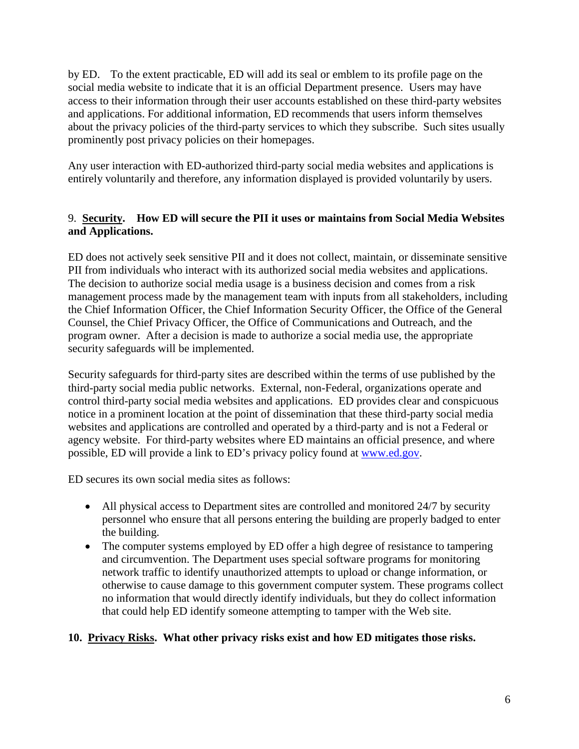by ED. To the extent practicable, ED will add its seal or emblem to its profile page on the social media website to indicate that it is an official Department presence. Users may have access to their information through their user accounts established on these third-party websites and applications. For additional information, ED recommends that users inform themselves about the privacy policies of the third-party services to which they subscribe. Such sites usually prominently post privacy policies on their homepages.

Any user interaction with ED-authorized third-party social media websites and applications is entirely voluntarily and therefore, any information displayed is provided voluntarily by users.

### 9. **Security**. How ED will secure the PII it uses or maintains from Social Media Websites and Applications.

ED does not actively seek sensitive PII and it does not collect, maintain, or disseminate sensitive PII from individuals who interact with its authorized social media websites and applications. The decision to authorize social media usage is a business decision and comes from a risk management process made by the management team with inputs from all stakeholders, including the Chief Information Officer, the Chief Information Security Officer, the Office of the General Counsel, the Chief Privacy Officer, the Office of Communications and Outreach, and the program owner. After a decision is made to authorize a social media use, the appropriate security safeguards will be implemented.

Security safeguards for third-party sites are described within the terms of use published by the third-party social media public networks. External, non-Federal, organizations operate and control third-party social media websites and applications. ED provides clear and conspicuous notice in a prominent location at the point of dissemination that these third-party social media websites and applications are controlled and operated by a third-party and is not a Federal or agency website. For third-party websites where ED maintains an official presence, and where possible, ED will provide a link to ED's privacy policy found at [www.ed.gov](www.ed.gov).

ED secures its own social media sites as follows:

- All physical access to Department sites are controlled and monitored 24/7 by security personnel who ensure that all persons entering the building are properly badged to enter the building.
- The computer systems employed by ED offer a high degree of resistance to tampering and circumvention. The Department uses special software programs for monitoring network traffic to identify unauthorized attempts to upload or change information, or otherwise to cause damage to this government computer system. These programs collect no information that would directly identify individuals, but they do collect information that could help ED identify someone attempting to tamper with the Web site.

### 10. **Privacy Risks**. What other privacy risks exist and how ED mitigates those risks.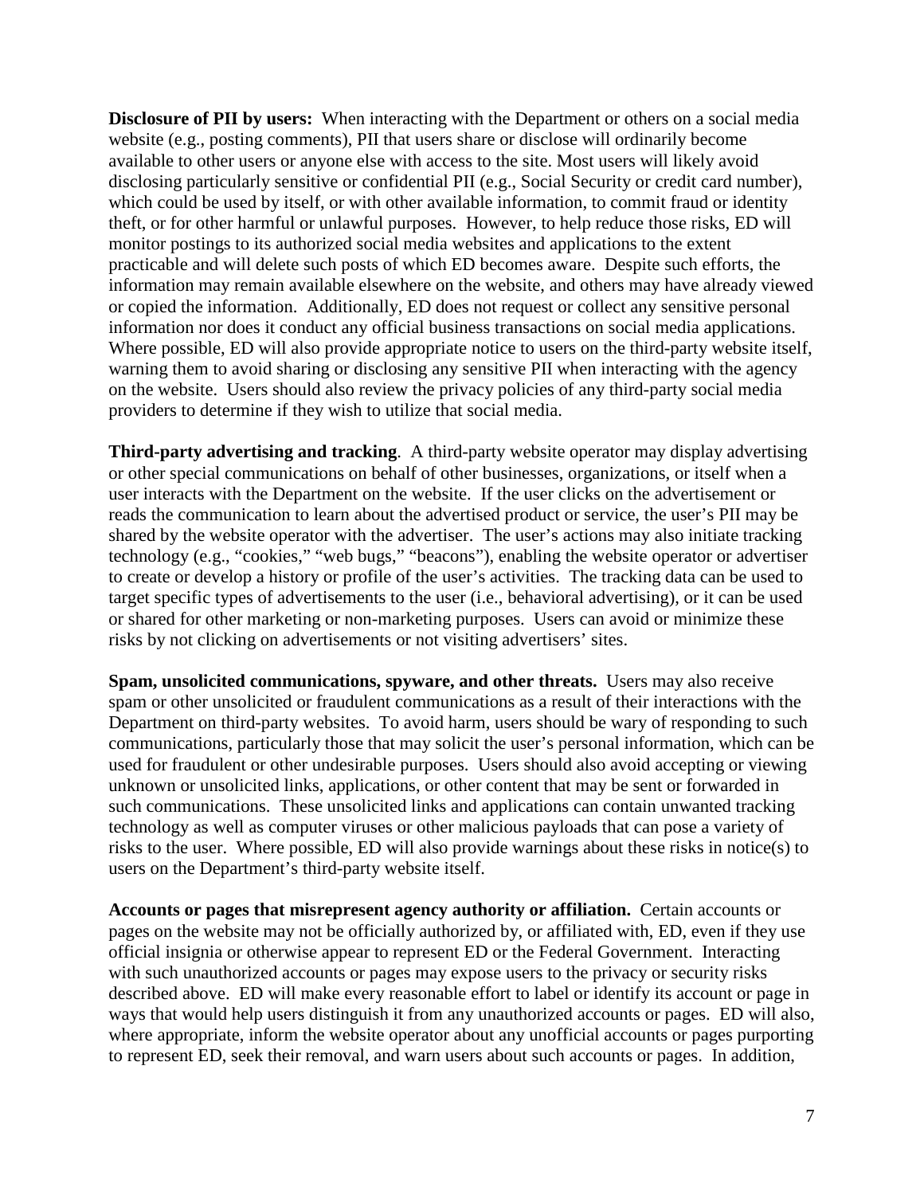**Disclosure of PII by users:** When interacting with the Department or others on a social media website (e.g., posting comments), PII that users share or disclose will ordinarily become available to other users or anyone else with access to the site. Most users will likely avoid disclosing particularly sensitive or confidential PII (e.g., Social Security or credit card number), which could be used by itself, or with other available information, to commit fraud or identity theft, or for other harmful or unlawful purposes. However, to help reduce those risks, ED will monitor postings to its authorized social media websites and applications to the extent practicable and will delete such posts of which ED becomes aware. Despite such efforts, the information may remain available elsewhere on the website, and others may have already viewed or copied the information. Additionally, ED does not request or collect any sensitive personal information nor does it conduct any official business transactions on social media applications. Where possible, ED will also provide appropriate notice to users on the third-party website itself, warning them to avoid sharing or disclosing any sensitive PII when interacting with the agency on the website. Users should also review the privacy policies of any third-party social media providers to determine if they wish to utilize that social media.

**Third-party advertising and tracking**. A third-party website operator may display advertising or other special communications on behalf of other businesses, organizations, or itself when a user interacts with the Department on the website. If the user clicks on the advertisement or reads the communication to learn about the advertised product or service, the user's PII may be shared by the website operator with the advertiser. The user's actions may also initiate tracking technology (e.g., "cookies," "web bugs," "beacons"), enabling the website operator or advertiser to create or develop a history or profile of the user's activities. The tracking data can be used to target specific types of advertisements to the user (i.e., behavioral advertising), or it can be used or shared for other marketing or non-marketing purposes. Users can avoid or minimize these risks by not clicking on advertisements or not visiting advertisers' sites.

**Spam, unsolicited communications, spyware, and other threats.** Users may also receive spam or other unsolicited or fraudulent communications as a result of their interactions with the Department on third-party websites. To avoid harm, users should be wary of responding to such communications, particularly those that may solicit the user's personal information, which can be used for fraudulent or other undesirable purposes. Users should also avoid accepting or viewing unknown or unsolicited links, applications, or other content that may be sent or forwarded in such communications. These unsolicited links and applications can contain unwanted tracking technology as well as computer viruses or other malicious payloads that can pose a variety of risks to the user. Where possible, ED will also provide warnings about these risks in notice(s) to users on the Department's third-party website itself.

**Accounts or pages that misrepresent agency authority or affiliation.** Certain accounts or pages on the website may not be officially authorized by, or affiliated with, ED, even if they use official insignia or otherwise appear to represent ED or the Federal Government. Interacting with such unauthorized accounts or pages may expose users to the privacy or security risks described above. ED will make every reasonable effort to label or identify its account or page in ways that would help users distinguish it from any unauthorized accounts or pages. ED will also, where appropriate, inform the website operator about any unofficial accounts or pages purporting to represent ED, seek their removal, and warn users about such accounts or pages. In addition,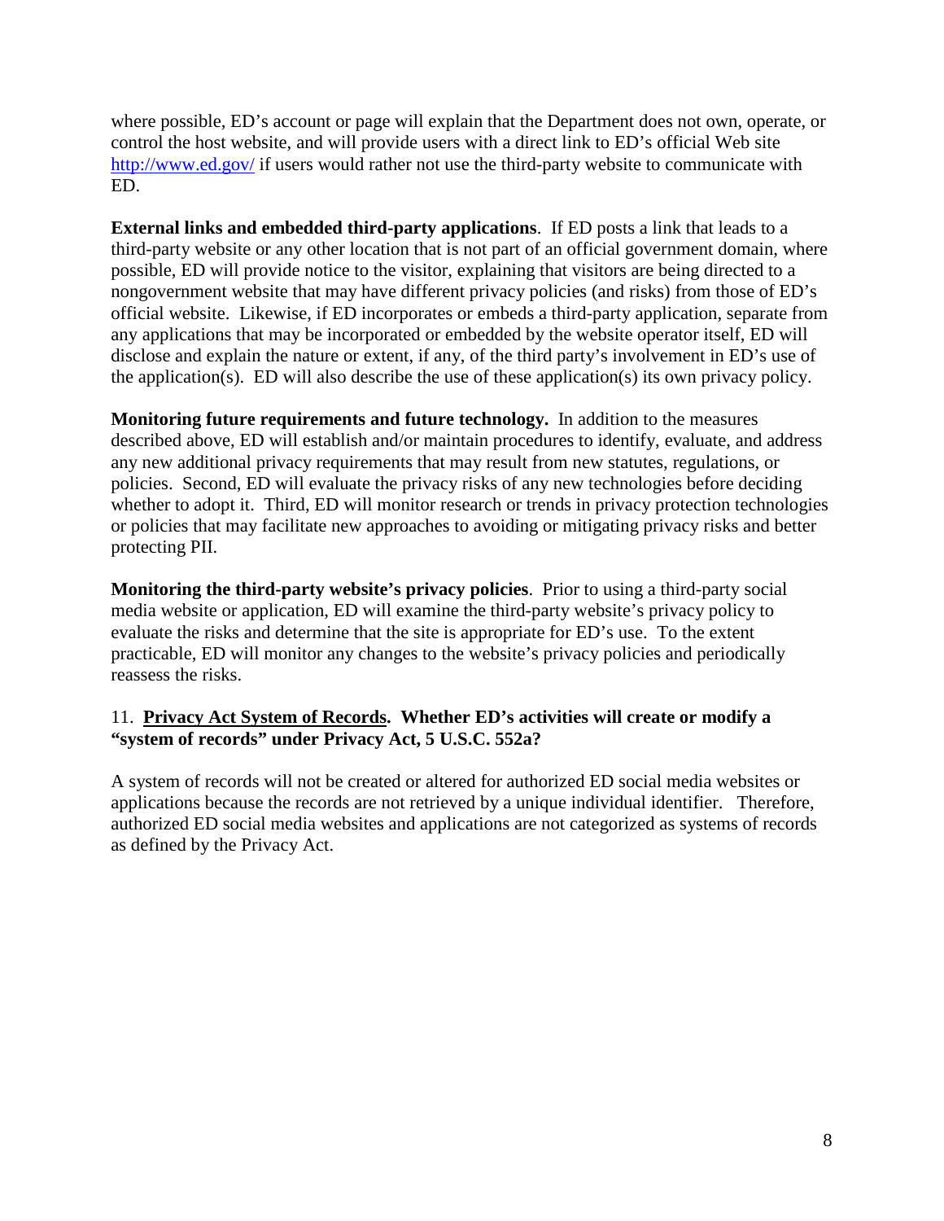where possible, ED's account or page will explain that the Department does not own, operate, or control the host website, and will provide users with a direct link to ED's official Web site http://www.ed.gov/ if users would rather not use the third-party website to communicate with ED.

**External links and embedded third-party applications**. If ED posts a link that leads to a third-party website or any other location that is not part of an official government domain, where possible, ED will provide notice to the visitor, explaining that visitors are being directed to a nongovernment website that may have different privacy policies (and risks) from those of ED's official website. Likewise, if ED incorporates or embeds a third-party application, separate from any applications that may be incorporated or embedded by the website operator itself, ED will disclose and explain the nature or extent, if any, of the third party's involvement in ED's use of the application(s). ED will also describe the use of these application(s) its own privacy policy.

**Monitoring future requirements and future technology.** In addition to the measures described above, ED will establish and/or maintain procedures to identify, evaluate, and address any new additional privacy requirements that may result from new statutes, regulations, or policies. Second, ED will evaluate the privacy risks of any new technologies before deciding whether to adopt it. Third, ED will monitor research or trends in privacy protection technologies or policies that may facilitate new approaches to avoiding or mitigating privacy risks and better protecting PII.

**Monitoring the third-party website's privacy policies**. Prior to using a third-party social media website or application, ED will examine the third-party website's privacy policy to evaluate the risks and determine that the site is appropriate for ED's use. To the extent practicable, ED will monitor any changes to the website's privacy policies and periodically reassess the risks.

### 11. **Privacy Act System of Records. Whether ED's activities will create or modify a "system of records" under Privacy Act, 5 U.S.C. 552a?**

A system of records will not be created or altered for authorized ED social media websites or applications because the records are not retrieved by a unique individual identifier. Therefore, authorized ED social media websites and applications are not categorized as systems of records as defined by the Privacy Act.